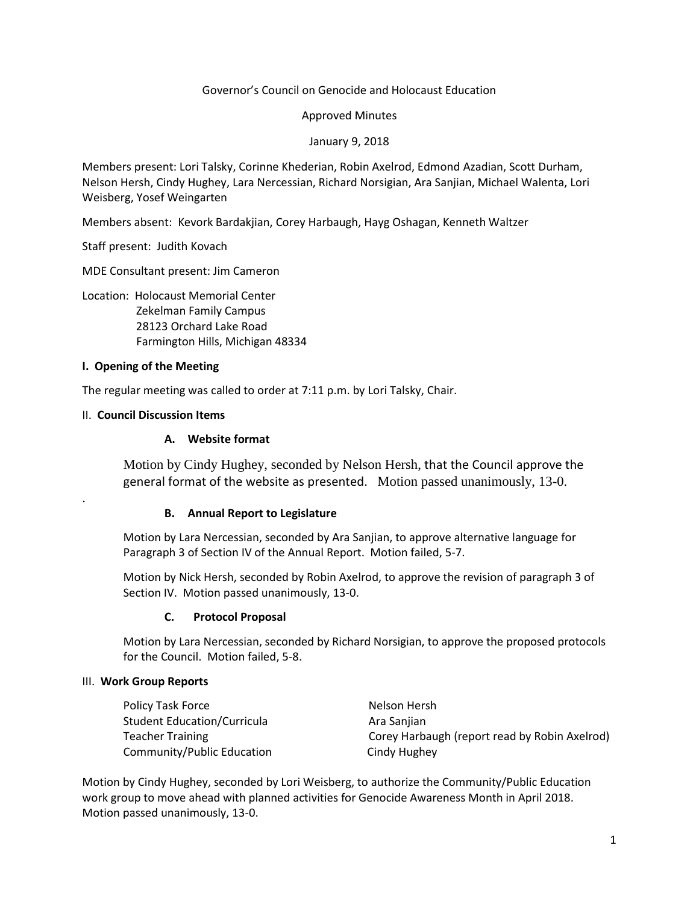Governor's Council on Genocide and Holocaust Education

Approved Minutes

January 9, 2018

Members present: Lori Talsky, Corinne Khederian, Robin Axelrod, Edmond Azadian, Scott Durham, Nelson Hersh, Cindy Hughey, Lara Nercessian, Richard Norsigian, Ara Sanjian, Michael Walenta, Lori Weisberg, Yosef Weingarten

Members absent: Kevork Bardakjian, Corey Harbaugh, Hayg Oshagan, Kenneth Waltzer

Staff present: Judith Kovach

MDE Consultant present: Jim Cameron

Location: Holocaust Memorial Center
Zekelman Family Campus
28123 Orchard Lake Road
Farmington Hills, Michigan 48334

**I. Opening of the Meeting**

The regular meeting was called to order at 7:11 p.m. by Lori Talsky, Chair.

II. **Council Discussion Items**

**A. Website format**

Motion by Cindy Hughey, seconded by Nelson Hersh, that the Council approve the general format of the website as presented. Motion passed unanimously, 13-0.

.

**B. Annual Report to Legislature**

Motion by Lara Nercessian, seconded by Ara Sanjian, to approve alternative language for Paragraph 3 of Section IV of the Annual Report. Motion failed, 5-7.

Motion by Nick Hersh, seconded by Robin Axelrod, to approve the revision of paragraph 3 of Section IV. Motion passed unanimously, 13-0.

**C. Protocol Proposal**

Motion by Lara Nercessian, seconded by Richard Norsigian, to approve the proposed protocols for the Council. Motion failed, 5-8.

III. **Work Group Reports**

| | |
|---|---|
| Policy Task Force | Nelson Hersh |
| Student Education/Curricula | Ara Sanjian |
| Teacher Training | Corey Harbaugh (report read by Robin Axelrod) |
| Community/Public Education | Cindy Hughey |

Motion by Cindy Hughey, seconded by Lori Weisberg, to authorize the Community/Public Education work group to move ahead with planned activities for Genocide Awareness Month in April 2018. Motion passed unanimously, 13-0.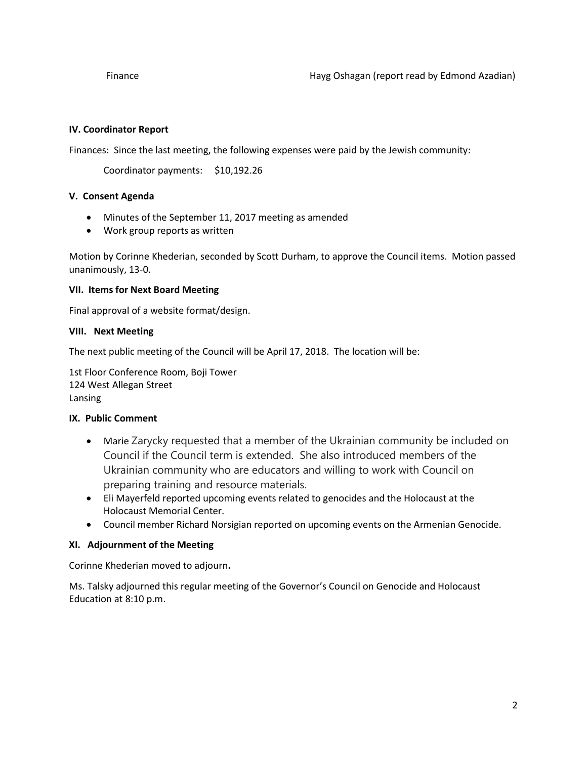Finance Hayg Oshagan (report read by Edmond Azadian)

**IV. Coordinator Report**

Finances: Since the last meeting, the following expenses were paid by the Jewish community:

Coordinator payments: $10,192.26

**V. Consent Agenda**

- Minutes of the September 11, 2017 meeting as amended
- Work group reports as written

Motion by Corinne Khederian, seconded by Scott Durham, to approve the Council items. Motion passed unanimously, 13-0.

**VII. Items for Next Board Meeting**

Final approval of a website format/design.

**VIII. Next Meeting**

The next public meeting of the Council will be April 17, 2018. The location will be:

1st Floor Conference Room, Boji Tower
124 West Allegan Street
Lansing

**IX. Public Comment**

- Marie Zarycky requested that a member of the Ukrainian community be included on Council if the Council term is extended. She also introduced members of the Ukrainian community who are educators and willing to work with Council on preparing training and resource materials.
- Eli Mayerfeld reported upcoming events related to genocides and the Holocaust at the Holocaust Memorial Center.
- Council member Richard Norsigian reported on upcoming events on the Armenian Genocide.

**XI. Adjournment of the Meeting**

Corinne Khederian moved to adjourn**.**

Ms. Talsky adjourned this regular meeting of the Governor's Council on Genocide and Holocaust Education at 8:10 p.m.